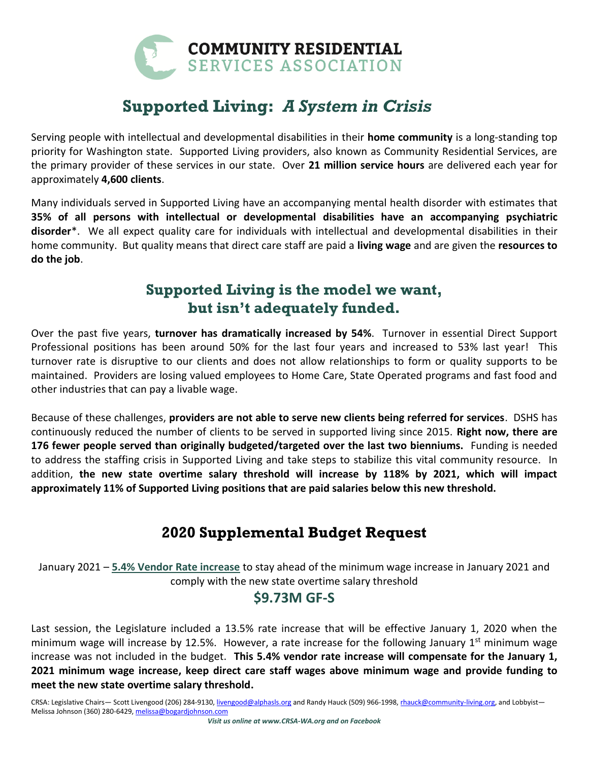**COMMUNITY RESIDENTIAL SERVICES ASSOCIATION**

# Supported Living: *A System in Crisis*

Serving people with intellectual and developmental disabilities in their **home community** is a long-standing top priority for Washington state. Supported Living providers, also known as Community Residential Services, are the primary provider of these services in our state. Over **21 million service hours** are delivered each year for approximately **4,600 clients**.

Many individuals served in Supported Living have an accompanying mental health disorder with estimates that **35% of all persons with intellectual or developmental disabilities have an accompanying psychiatric disorder***. We all expect quality care for individuals with intellectual and developmental disabilities in their home community. But quality means that direct care staff are paid a **living wage** and are given the **resources to do the job**.

## Supported Living is the model we want, but isn't adequately funded.

Over the past five years, **turnover has dramatically increased by 54%**. Turnover in essential Direct Support Professional positions has been around 50% for the last four years and increased to 53% last year! This turnover rate is disruptive to our clients and does not allow relationships to form or quality supports to be maintained. Providers are losing valued employees to Home Care, State Operated programs and fast food and other industries that can pay a livable wage.

Because of these challenges, **providers are not able to serve new clients being referred for services**. DSHS has continuously reduced the number of clients to be served in supported living since 2015. **Right now, there are 176 fewer people served than originally budgeted/targeted over the last two bienniums.** Funding is needed to address the staffing crisis in Supported Living and take steps to stabilize this vital community resource. In addition, **the new state overtime salary threshold will increase by 118% by 2021, which will impact approximately 11% of Supported Living positions that are paid salaries below this new threshold.**

## 2020 Supplemental Budget Request

January 2021 – **5.4% Vendor Rate increase** to stay ahead of the minimum wage increase in January 2021 and comply with the new state overtime salary threshold

### $9.73M GF-S

Last session, the Legislature included a 13.5% rate increase that will be effective January 1, 2020 when the minimum wage will increase by 12.5%. However, a rate increase for the following January 1st minimum wage increase was not included in the budget. **This 5.4% vendor rate increase will compensate for the January 1, 2021 minimum wage increase, keep direct care staff wages above minimum wage and provide funding to meet the new state overtime salary threshold.**

CRSA: Legislative Chairs— Scott Livengood (206) 284-9130, livengood@alphasls.org and Randy Hauck (509) 966-1998, rhauck@community-living.org, and Lobbyist—Melissa Johnson (360) 280-6429, melissa@bogardjohnson.com

*Visit us online at www.CRSA-WA.org and on Facebook*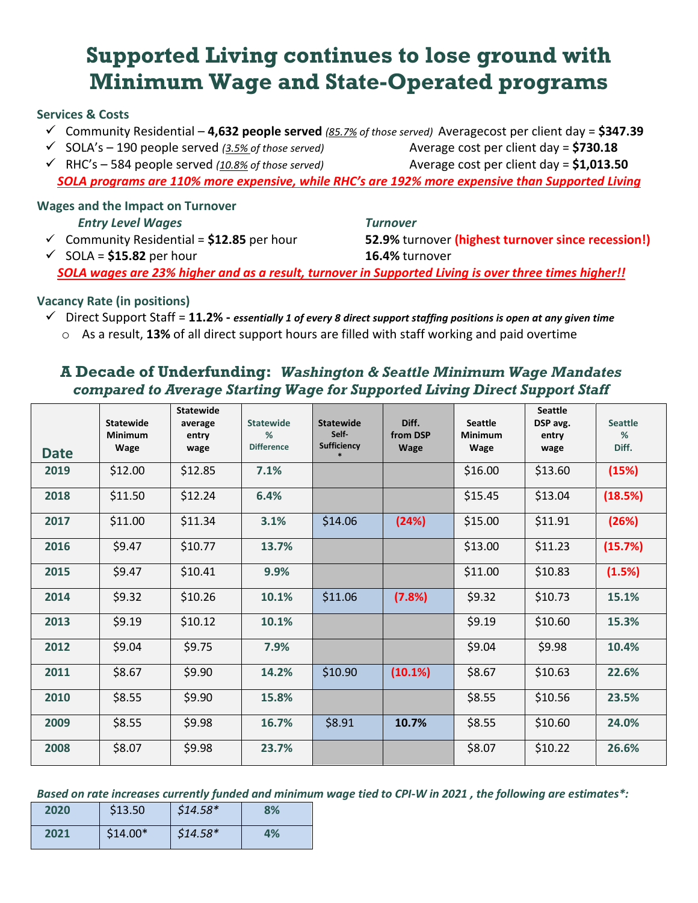# Supported Living continues to lose ground with Minimum Wage and State-Operated programs

### Services & Costs

- ✓ Community Residential – **4,632 people served** *(85.7% of those served)* Averagecost per client day = **$347.39**
- ✓ SOLA's – 190 people served *(3.5% of those served)* Average cost per client day = **$730.18**
- ✓ RHC's – 584 people served *(10.8% of those served)* Average cost per client day = **$1,013.50**

***SOLA programs are 110% more expensive, while RHC's are 192% more expensive than Supported Living***

### Wages and the Impact on Turnover

| *Entry Level Wages* | *Turnover* |
|---|---|
| ✓ Community Residential = **$12.85** per hour | **52.9%** turnover **(highest turnover since recession!)** |
| ✓ SOLA = **$15.82** per hour | **16.4%** turnover |

***SOLA wages are 23% higher and as a result, turnover in Supported Living is over three times higher!!***

### Vacancy Rate (in positions)

- ✓ Direct Support Staff = **11.2% -** ***essentially 1 of every 8 direct support staffing positions is open at any given time***
  - As a result, **13%** of all direct support hours are filled with staff working and paid overtime

## A Decade of Underfunding: *Washington & Seattle Minimum Wage Mandates compared to Average Starting Wage for Supported Living Direct Support Staff*

| Date | Statewide Minimum Wage | Statewide average entry wage | Statewide % Difference | Statewide Self-Sufficiency * | Diff. from DSP Wage | Seattle Minimum Wage | Seattle DSP avg. entry wage | Seattle % Diff. |
|---|---|---|---|---|---|---|---|---|
| **2019** | $12.00 | $12.85 | **7.1%** | | | $16.00 | $13.60 | **(15%)** |
| **2018** | $11.50 | $12.24 | **6.4%** | | | $15.45 | $13.04 | **(18.5%)** |
| **2017** | $11.00 | $11.34 | **3.1%** | $14.06 | **(24%)** | $15.00 | $11.91 | **(26%)** |
| **2016** | $9.47 | $10.77 | **13.7%** | | | $13.00 | $11.23 | **(15.7%)** |
| **2015** | $9.47 | $10.41 | **9.9%** | | | $11.00 | $10.83 | **(1.5%)** |
| **2014** | $9.32 | $10.26 | **10.1%** | $11.06 | **(7.8%)** | $9.32 | $10.73 | **15.1%** |
| **2013** | $9.19 | $10.12 | **10.1%** | | | $9.19 | $10.60 | **15.3%** |
| **2012** | $9.04 | $9.75 | **7.9%** | | | $9.04 | $9.98 | **10.4%** |
| **2011** | $8.67 | $9.90 | **14.2%** | $10.90 | **(10.1%)** | $8.67 | $10.63 | **22.6%** |
| **2010** | $8.55 | $9.90 | **15.8%** | | | $8.55 | $10.56 | **23.5%** |
| **2009** | $8.55 | $9.98 | **16.7%** | $8.91 | **10.7%** | $8.55 | $10.60 | **24.0%** |
| **2008** | $8.07 | $9.98 | **23.7%** | | | $8.07 | $10.22 | **26.6%** |

***Based on rate increases currently funded and minimum wage tied to CPI-W in 2021 , the following are estimates\*:***

| | | | |
|---|---|---|---|
| **2020** | $13.50 | *$14.58\** | **8%** |
| **2021** | $14.00* | *$14.58\** | **4%** |